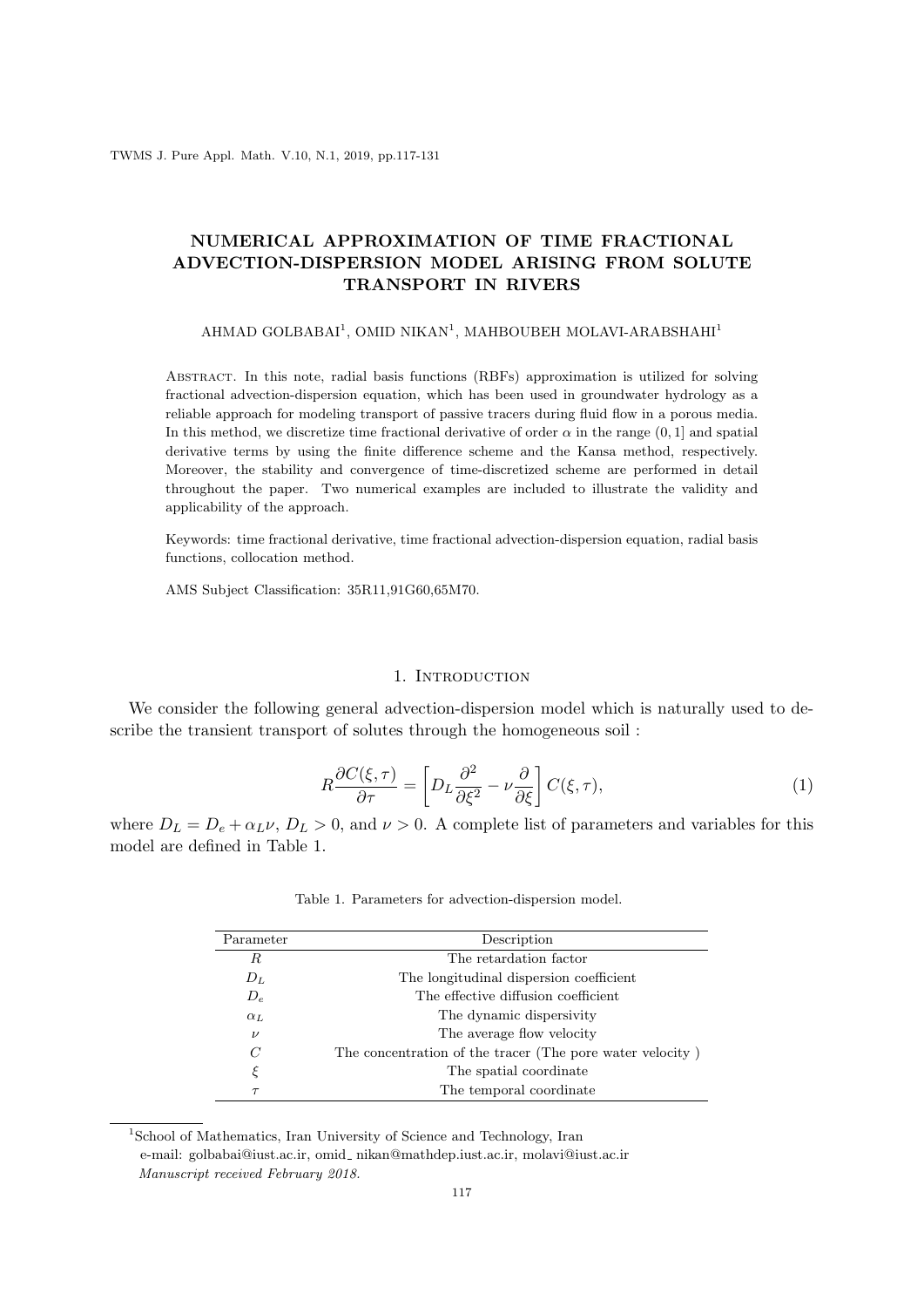# NUMERICAL APPROXIMATION OF TIME FRACTIONAL ADVECTION-DISPERSION MODEL ARISING FROM SOLUTE TRANSPORT IN RIVERS

AHMAD GOLBABAI[1], OMID NIKAN[1], MAHBOUBEH MOLAVI-ARABSHAHI[1]

Abstract. In this note, radial basis functions (RBFs) approximation is utilized for solving fractional advection-dispersion equation, which has been used in groundwater hydrology as a reliable approach for modeling transport of passive tracers during fluid flow in a porous media. In this method, we discretize time fractional derivative of order $\alpha$ in the range $(0, 1]$ and spatial derivative terms by using the finite difference scheme and the Kansa method, respectively. Moreover, the stability and convergence of time-discretized scheme are performed in detail throughout the paper. Two numerical examples are included to illustrate the validity and applicability of the approach.

Keywords: time fractional derivative, time fractional advection-dispersion equation, radial basis functions, collocation method.

AMS Subject Classification: 35R11,91G60,65M70.

## 1. Introduction

We consider the following general advection-dispersion model which is naturally used to describe the transient transport of solutes through the homogeneous soil :

$$R\frac{\partial C(\xi,\tau)}{\partial \tau} = \left[D_L\frac{\partial^2}{\partial \xi^2} - \nu\frac{\partial}{\partial \xi}\right]C(\xi,\tau), \tag{1}$$

where $D_L = D_e + \alpha_L \nu$, $D_L > 0$, and $\nu > 0$. A complete list of parameters and variables for this model are defined in Table 1.

Table 1. Parameters for advection-dispersion model.

| Parameter | Description |
|---|---|
| $R$ | The retardation factor |
| $D_L$ | The longitudinal dispersion coefficient |
| $D_e$ | The effective diffusion coefficient |
| $\alpha_L$ | The dynamic dispersivity |
| $\nu$ | The average flow velocity |
| $C$ | The concentration of the tracer (The pore water velocity ) |
| $\xi$ | The spatial coordinate |
| $\tau$ | The temporal coordinate |

[1]School of Mathematics, Iran University of Science and Technology, Iran
e-mail: golbabai@iust.ac.ir, omid_ nikan@mathdep.iust.ac.ir, molavi@iust.ac.ir
*Manuscript received February 2018.*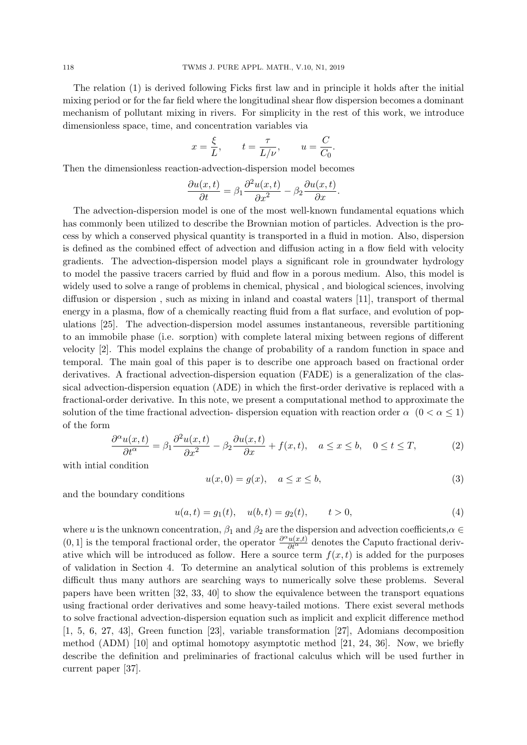The relation (1) is derived following Ficks first law and in principle it holds after the initial mixing period or for the far field where the longitudinal shear flow dispersion becomes a dominant mechanism of pollutant mixing in rivers. For simplicity in the rest of this work, we introduce dimensionless space, time, and concentration variables via

$$x = \frac{\xi}{L}, \qquad t = \frac{\tau}{L/\nu}, \qquad u = \frac{C}{C_0}.$$

Then the dimensionless reaction-advection-dispersion model becomes

$$\frac{\partial u(x,t)}{\partial t} = \beta_1 \frac{\partial^2 u(x,t)}{\partial x^2} - \beta_2 \frac{\partial u(x,t)}{\partial x}.$$

The advection-dispersion model is one of the most well-known fundamental equations which has commonly been utilized to describe the Brownian motion of particles. Advection is the process by which a conserved physical quantity is transported in a fluid in motion. Also, dispersion is defined as the combined effect of advection and diffusion acting in a flow field with velocity gradients. The advection-dispersion model plays a significant role in groundwater hydrology to model the passive tracers carried by fluid and flow in a porous medium. Also, this model is widely used to solve a range of problems in chemical, physical , and biological sciences, involving diffusion or dispersion , such as mixing in inland and coastal waters [11], transport of thermal energy in a plasma, flow of a chemically reacting fluid from a flat surface, and evolution of populations [25]. The advection-dispersion model assumes instantaneous, reversible partitioning to an immobile phase (i.e. sorption) with complete lateral mixing between regions of different velocity [2]. This model explains the change of probability of a random function in space and temporal. The main goal of this paper is to describe one approach based on fractional order derivatives. A fractional advection-dispersion equation (FADE) is a generalization of the classical advection-dispersion equation (ADE) in which the first-order derivative is replaced with a fractional-order derivative. In this note, we present a computational method to approximate the solution of the time fractional advection- dispersion equation with reaction order $\alpha$ $(0 < \alpha \leq 1)$ of the form

$$\frac{\partial^\alpha u(x,t)}{\partial t^\alpha} = \beta_1 \frac{\partial^2 u(x,t)}{\partial x^2} - \beta_2 \frac{\partial u(x,t)}{\partial x} + f(x,t), \quad a \leq x \leq b, \quad 0 \leq t \leq T, \tag{2}$$

with intial condition

$$u(x,0) = g(x), \quad a \leq x \leq b, \tag{3}$$

and the boundary conditions

$$u(a,t) = g_1(t), \quad u(b,t) = g_2(t), \qquad t > 0, \tag{4}$$

where $u$ is the unknown concentration, $\beta_1$ and $\beta_2$ are the dispersion and advection coefficients,$\alpha \in (0,1]$ is the temporal fractional order, the operator $\frac{\partial^\alpha u(x,t)}{\partial t^\alpha}$ denotes the Caputo fractional derivative which will be introduced as follow. Here a source term $f(x,t)$ is added for the purposes of validation in Section 4. To determine an analytical solution of this problems is extremely difficult thus many authors are searching ways to numerically solve these problems. Several papers have been written [32, 33, 40] to show the equivalence between the transport equations using fractional order derivatives and some heavy-tailed motions. There exist several methods to solve fractional advection-dispersion equation such as implicit and explicit difference method [1, 5, 6, 27, 43], Green function [23], variable transformation [27], Adomians decomposition method (ADM) [10] and optimal homotopy asymptotic method [21, 24, 36]. Now, we briefly describe the definition and preliminaries of fractional calculus which will be used further in current paper [37].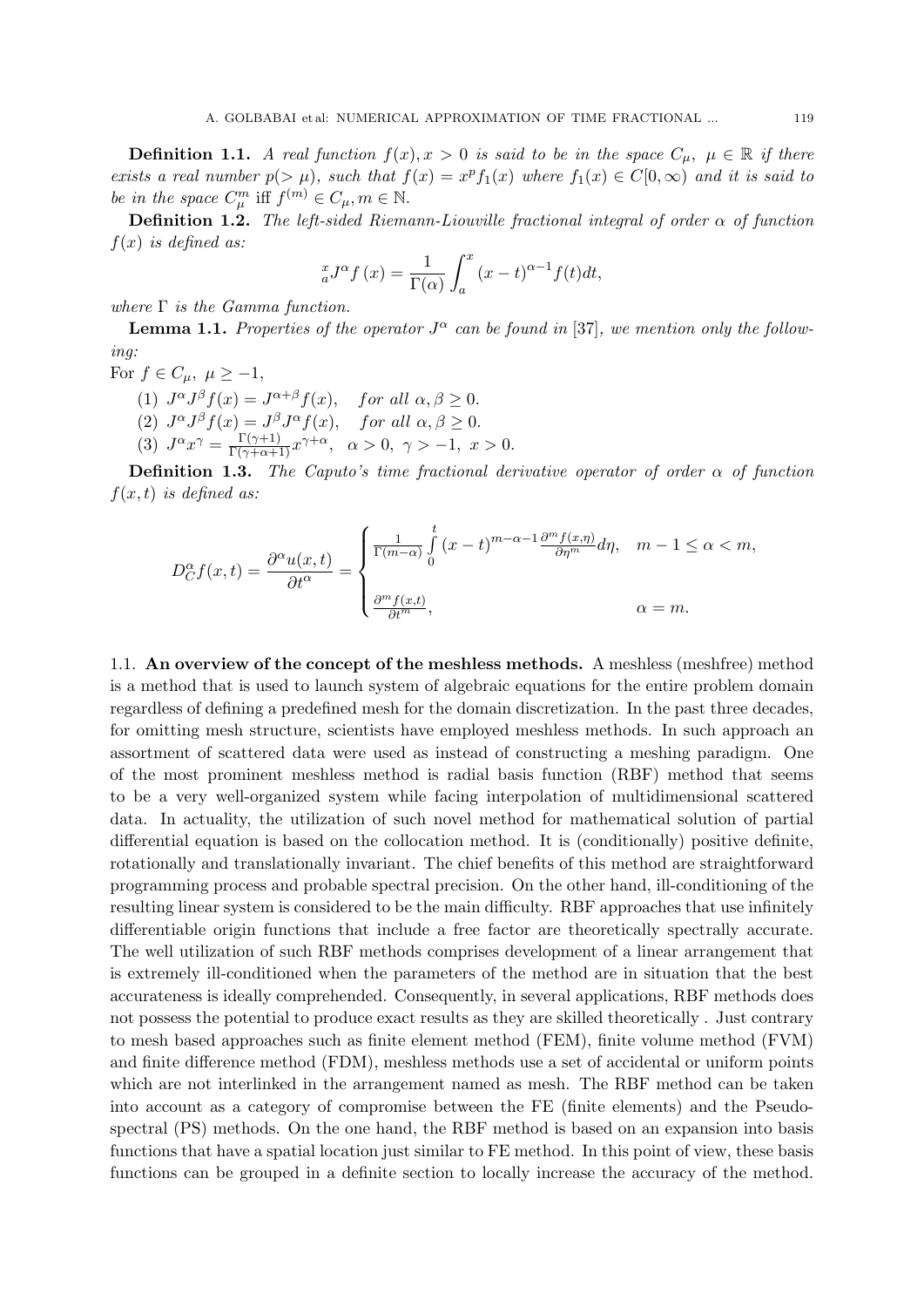**Definition 1.1.** *A real function $f(x), x > 0$ is said to be in the space $C_\mu$, $\mu \in \mathbb{R}$ if there exists a real number $p(> \mu)$, such that $f(x) = x^p f_1(x)$ where $f_1(x) \in C[0, \infty)$ and it is said to be in the space $C_\mu^m$ iff $f^{(m)} \in C_\mu, m \in \mathbb{N}$.*

**Definition 1.2.** *The left-sided Riemann-Liouville fractional integral of order $\alpha$ of function $f(x)$ is defined as:*

$$
{}_a^x J^\alpha f(x) = \frac{1}{\Gamma(\alpha)} \int_a^x (x-t)^{\alpha-1} f(t)dt,
$$

*where $\Gamma$ is the Gamma function.*

**Lemma 1.1.** *Properties of the operator $J^\alpha$ can be found in [37], we mention only the following:*

For $f \in C_\mu$, $\mu \geq -1$,

1. $J^\alpha J^\beta f(x) = J^{\alpha+\beta} f(x)$, *for all* $\alpha, \beta \geq 0$.
2. $J^\alpha J^\beta f(x) = J^\beta J^\alpha f(x)$, *for all* $\alpha, \beta \geq 0$.
3. $J^\alpha x^\gamma = \frac{\Gamma(\gamma+1)}{\Gamma(\gamma+\alpha+1)} x^{\gamma+\alpha}$, $\alpha > 0$, $\gamma > -1$, $x > 0$.

**Definition 1.3.** *The Caputo's time fractional derivative operator of order $\alpha$ of function $f(x,t)$ is defined as:*

$$
D_C^\alpha f(x,t) = \frac{\partial^\alpha u(x,t)}{\partial t^\alpha} = \begin{cases} \frac{1}{\Gamma(m-\alpha)} \int\limits_0^t (x-t)^{m-\alpha-1} \frac{\partial^m f(x,\eta)}{\partial \eta^m} d\eta, & m-1 \leq \alpha < m, \\ \frac{\partial^m f(x,t)}{\partial t^m}, & \alpha = m. \end{cases}
$$

### 1.1. An overview of the concept of the meshless methods.

A meshless (meshfree) method is a method that is used to launch system of algebraic equations for the entire problem domain regardless of defining a predefined mesh for the domain discretization. In the past three decades, for omitting mesh structure, scientists have employed meshless methods. In such approach an assortment of scattered data were used as instead of constructing a meshing paradigm. One of the most prominent meshless method is radial basis function (RBF) method that seems to be a very well-organized system while facing interpolation of multidimensional scattered data. In actuality, the utilization of such novel method for mathematical solution of partial differential equation is based on the collocation method. It is (conditionally) positive definite, rotationally and translationally invariant. The chief benefits of this method are straightforward programming process and probable spectral precision. On the other hand, ill-conditioning of the resulting linear system is considered to be the main difficulty. RBF approaches that use infinitely differentiable origin functions that include a free factor are theoretically spectrally accurate. The well utilization of such RBF methods comprises development of a linear arrangement that is extremely ill-conditioned when the parameters of the method are in situation that the best accurateness is ideally comprehended. Consequently, in several applications, RBF methods does not possess the potential to produce exact results as they are skilled theoretically . Just contrary to mesh based approaches such as finite element method (FEM), finite volume method (FVM) and finite difference method (FDM), meshless methods use a set of accidental or uniform points which are not interlinked in the arrangement named as mesh. The RBF method can be taken into account as a category of compromise between the FE (finite elements) and the Pseudo-spectral (PS) methods. On the one hand, the RBF method is based on an expansion into basis functions that have a spatial location just similar to FE method. In this point of view, these basis functions can be grouped in a definite section to locally increase the accuracy of the method.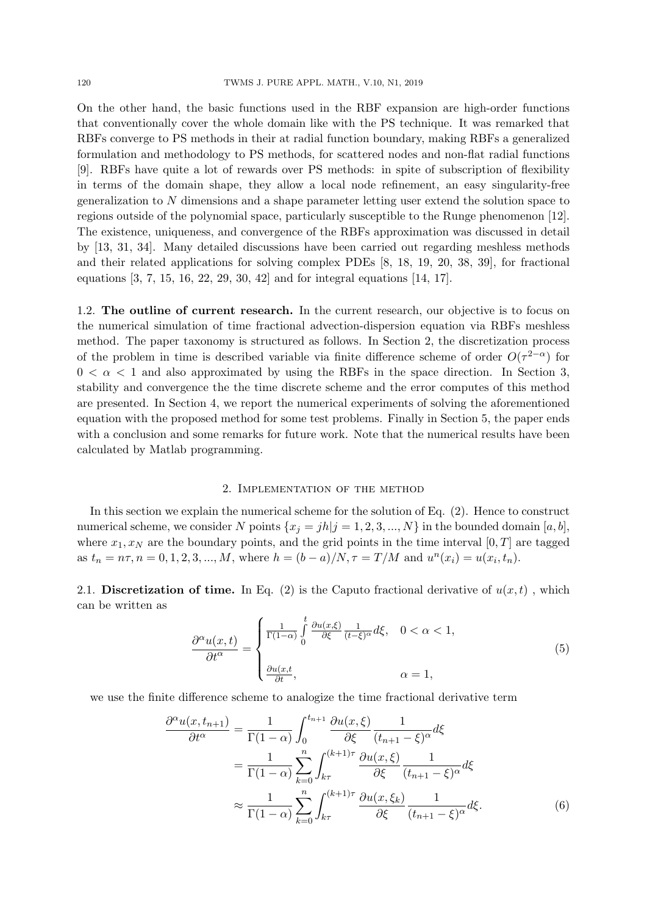On the other hand, the basic functions used in the RBF expansion are high-order functions that conventionally cover the whole domain like with the PS technique. It was remarked that RBFs converge to PS methods in their at radial function boundary, making RBFs a generalized formulation and methodology to PS methods, for scattered nodes and non-flat radial functions [9]. RBFs have quite a lot of rewards over PS methods: in spite of subscription of flexibility in terms of the domain shape, they allow a local node refinement, an easy singularity-free generalization to $N$ dimensions and a shape parameter letting user extend the solution space to regions outside of the polynomial space, particularly susceptible to the Runge phenomenon [12]. The existence, uniqueness, and convergence of the RBFs approximation was discussed in detail by [13, 31, 34]. Many detailed discussions have been carried out regarding meshless methods and their related applications for solving complex PDEs [8, 18, 19, 20, 38, 39], for fractional equations [3, 7, 15, 16, 22, 29, 30, 42] and for integral equations [14, 17].

1.2. **The outline of current research.** In the current research, our objective is to focus on the numerical simulation of time fractional advection-dispersion equation via RBFs meshless method. The paper taxonomy is structured as follows. In Section 2, the discretization process of the problem in time is described variable via finite difference scheme of order $O(\tau^{2-\alpha})$ for $0 < \alpha < 1$ and also approximated by using the RBFs in the space direction. In Section 3, stability and convergence the the time discrete scheme and the error computes of this method are presented. In Section 4, we report the numerical experiments of solving the aforementioned equation with the proposed method for some test problems. Finally in Section 5, the paper ends with a conclusion and some remarks for future work. Note that the numerical results have been calculated by Matlab programming.

## 2. Implementation of the method

In this section we explain the numerical scheme for the solution of Eq. (2). Hence to construct numerical scheme, we consider $N$ points $\{x_j = jh | j = 1, 2, 3, ..., N\}$ in the bounded domain $[a, b]$, where $x_1, x_N$ are the boundary points, and the grid points in the time interval $[0, T]$ are tagged as $t_n = n\tau, n = 0, 1, 2, 3, ..., M$, where $h = (b - a)/N, \tau = T/M$ and $u^n(x_i) = u(x_i, t_n)$.

2.1. **Discretization of time.** In Eq. (2) is the Caputo fractional derivative of $u(x, t)$ , which can be written as

$$\frac{\partial^\alpha u(x,t)}{\partial t^\alpha} = \begin{cases} \frac{1}{\Gamma(1-\alpha)} \int\limits_0^t \frac{\partial u(x,\xi)}{\partial \xi} \frac{1}{(t-\xi)^\alpha} d\xi, & 0 < \alpha < 1, \\ \\ \frac{\partial u(x,t}{\partial t}, & \alpha = 1, \end{cases} \tag{5}$$

we use the finite difference scheme to analogize the time fractional derivative term

$$\begin{aligned} \frac{\partial^\alpha u(x,t_{n+1})}{\partial t^\alpha} &= \frac{1}{\Gamma(1-\alpha)} \int_0^{t_{n+1}} \frac{\partial u(x,\xi)}{\partial \xi} \frac{1}{(t_{n+1}-\xi)^\alpha} d\xi \\ &= \frac{1}{\Gamma(1-\alpha)} \sum_{k=0}^{n} \int_{k\tau}^{(k+1)\tau} \frac{\partial u(x,\xi)}{\partial \xi} \frac{1}{(t_{n+1}-\xi)^\alpha} d\xi \\ &\approx \frac{1}{\Gamma(1-\alpha)} \sum_{k=0}^{n} \int_{k\tau}^{(k+1)\tau} \frac{\partial u(x,\xi_k)}{\partial \xi} \frac{1}{(t_{n+1}-\xi)^\alpha} d\xi. \end{aligned} \tag{6}$$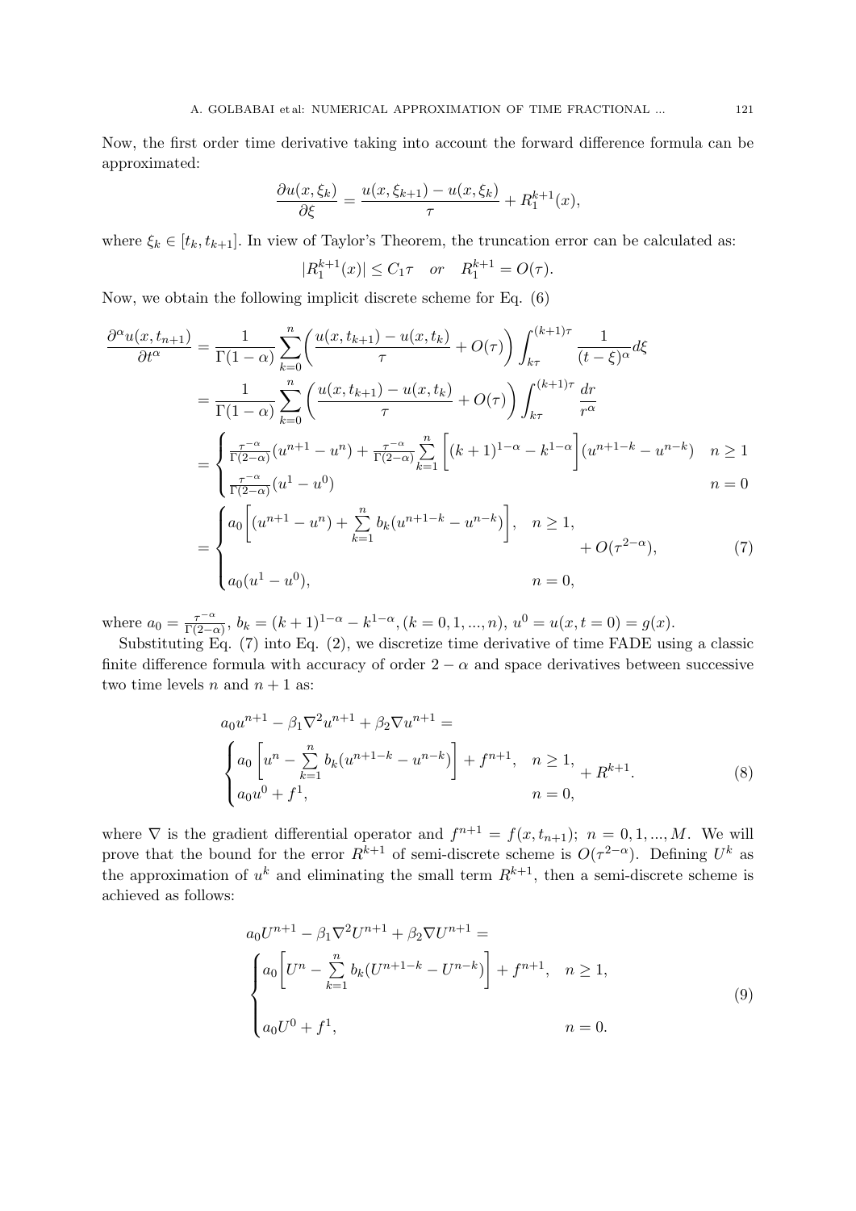Now, the first order time derivative taking into account the forward difference formula can be approximated:

$$\frac{\partial u(x,\xi_k)}{\partial \xi} = \frac{u(x,\xi_{k+1}) - u(x,\xi_k)}{\tau} + R_1^{k+1}(x),$$

where $\xi_k \in [t_k, t_{k+1}]$. In view of Taylor's Theorem, the truncation error can be calculated as:

$$|R_1^{k+1}(x)| \le C_1 \tau \quad or \quad R_1^{k+1} = O(\tau).$$

Now, we obtain the following implicit discrete scheme for Eq. (6)

$$\begin{aligned}
\frac{\partial^\alpha u(x,t_{n+1})}{\partial t^\alpha} &= \frac{1}{\Gamma(1-\alpha)} \sum_{k=0}^{n} \left( \frac{u(x,t_{k+1}) - u(x,t_k)}{\tau} + O(\tau) \right) \int_{k\tau}^{(k+1)\tau} \frac{1}{(t-\xi)^\alpha} d\xi \\
&= \frac{1}{\Gamma(1-\alpha)} \sum_{k=0}^{n} \left( \frac{u(x,t_{k+1}) - u(x,t_k)}{\tau} + O(\tau) \right) \int_{k\tau}^{(k+1)\tau} \frac{dr}{r^\alpha} \\
&= \begin{cases} \frac{\tau^{-\alpha}}{\Gamma(2-\alpha)}(u^{n+1} - u^n) + \frac{\tau^{-\alpha}}{\Gamma(2-\alpha)} \sum\limits_{k=1}^{n} \left[ (k+1)^{1-\alpha} - k^{1-\alpha} \right] (u^{n+1-k} - u^{n-k}) & n \ge 1 \\ \frac{\tau^{-\alpha}}{\Gamma(2-\alpha)}(u^1 - u^0) & n = 0 \end{cases} \\
&= \begin{cases} a_0 \left[ (u^{n+1} - u^n) + \sum\limits_{k=1}^{n} b_k (u^{n+1-k} - u^{n-k}) \right], & n \ge 1, \\ a_0 (u^1 - u^0), & n = 0, \end{cases} + O(\tau^{2-\alpha}), \qquad (7)
\end{aligned}$$

where $a_0 = \frac{\tau^{-\alpha}}{\Gamma(2-\alpha)}$, $b_k = (k+1)^{1-\alpha} - k^{1-\alpha}, (k = 0, 1, ..., n)$, $u^0 = u(x, t = 0) = g(x)$.

Substituting Eq. (7) into Eq. (2), we discretize time derivative of time FADE using a classic finite difference formula with accuracy of order $2-\alpha$ and space derivatives between successive two time levels $n$ and $n+1$ as:

$$\begin{aligned}
&a_0 u^{n+1} - \beta_1 \nabla^2 u^{n+1} + \beta_2 \nabla u^{n+1} = \\
&\begin{cases} a_0 \left[ u^n - \sum\limits_{k=1}^{n} b_k (u^{n+1-k} - u^{n-k}) \right] + f^{n+1}, & n \ge 1, \\ a_0 u^0 + f^1, & n = 0, \end{cases} + R^{k+1}. \qquad (8)
\end{aligned}$$

where $\nabla$ is the gradient differential operator and $f^{n+1} = f(x, t_{n+1})$; $n = 0, 1, ..., M$. We will prove that the bound for the error $R^{k+1}$ of semi-discrete scheme is $O(\tau^{2-\alpha})$. Defining $U^k$ as the approximation of $u^k$ and eliminating the small term $R^{k+1}$, then a semi-discrete scheme is achieved as follows:

$$\begin{aligned}
&a_0 U^{n+1} - \beta_1 \nabla^2 U^{n+1} + \beta_2 \nabla U^{n+1} = \\
&\begin{cases} a_0 \left[ U^n - \sum\limits_{k=1}^{n} b_k (U^{n+1-k} - U^{n-k}) \right] + f^{n+1}, & n \ge 1, \\ a_0 U^0 + f^1, & n = 0. \end{cases} \qquad (9)
\end{aligned}$$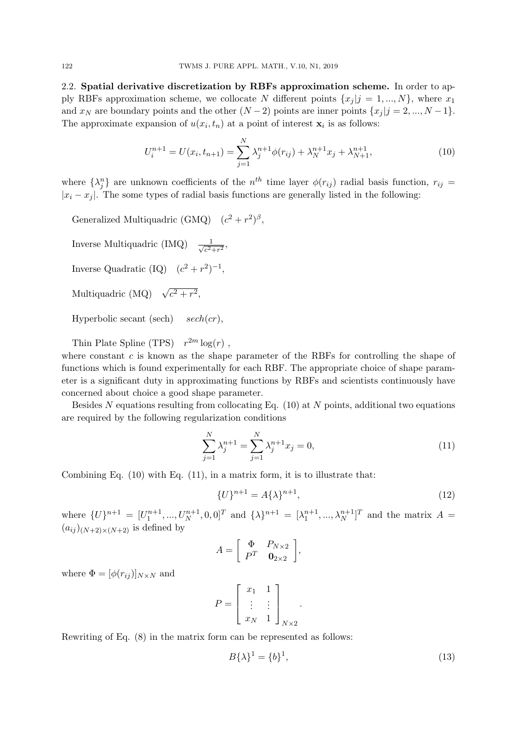2.2. **Spatial derivative discretization by RBFs approximation scheme.** In order to apply RBFs approximation scheme, we collocate $N$ different points $\{x_j|j = 1, ..., N\}$, where $x_1$ and $x_N$ are boundary points and the other $(N-2)$ points are inner points $\{x_j|j = 2, ..., N-1\}$. The approximate expansion of $u(x_i, t_n)$ at a point of interest $\mathbf{x}_i$ is as follows:

$$U_i^{n+1} = U(x_i, t_{n+1}) = \sum_{j=1}^{N} \lambda_j^{n+1} \phi(r_{ij}) + \lambda_N^{n+1} x_j + \lambda_{N+1}^{n+1}, \tag{10}$$

where $\{\lambda_j^n\}$ are unknown coefficients of the $n^{th}$ time layer $\phi(r_{ij})$ radial basis function, $r_{ij} = |x_i - x_j|$. The some types of radial basis functions are generally listed in the following:

Generalized Multiquadric (GMQ) $\quad (c^2 + r^2)^{\beta}$,

Inverse Multiquadric (IMQ) $\quad \frac{1}{\sqrt{c^2+r^2}}$,

Inverse Quadratic (IQ) $\quad (c^2 + r^2)^{-1}$,

Multiquadric (MQ) $\quad \sqrt{c^2 + r^2}$,

Hyperbolic secant (sech) $\quad sech(cr)$,

Thin Plate Spline (TPS) $\quad r^{2m} \log(r)$ ,

where constant $c$ is known as the shape parameter of the RBFs for controlling the shape of functions which is found experimentally for each RBF. The appropriate choice of shape parameter is a significant duty in approximating functions by RBFs and scientists continuously have concerned about choice a good shape parameter.

Besides $N$ equations resulting from collocating Eq. (10) at $N$ points, additional two equations are required by the following regularization conditions

$$\sum_{j=1}^{N} \lambda_j^{n+1} = \sum_{j=1}^{N} \lambda_j^{n+1} x_j = 0, \tag{11}$$

Combining Eq. (10) with Eq. (11), in a matrix form, it is to illustrate that:

$$\{U\}^{n+1} = A\{\lambda\}^{n+1}, \tag{12}$$

where $\{U\}^{n+1} = [U_1^{n+1}, ..., U_N^{n+1}, 0, 0]^T$ and $\{\lambda\}^{n+1} = [\lambda_1^{n+1}, ..., \lambda_N^{n+1}]^T$ and the matrix $A = (a_{ij})_{(N+2)\times(N+2)}$ is defined by

$$A = \begin{bmatrix} \Phi & P_{N\times 2} \\ P^T & \mathbf{0}_{2\times 2} \end{bmatrix},$$

where $\Phi = [\phi(r_{ij})]_{N\times N}$ and

$$P = \begin{bmatrix} x_1 & 1 \\ \vdots & \vdots \\ x_N & 1 \end{bmatrix}_{N\times 2}.$$

Rewriting of Eq. (8) in the matrix form can be represented as follows:

$$B\{\lambda\}^1 = \{b\}^1, \tag{13}$$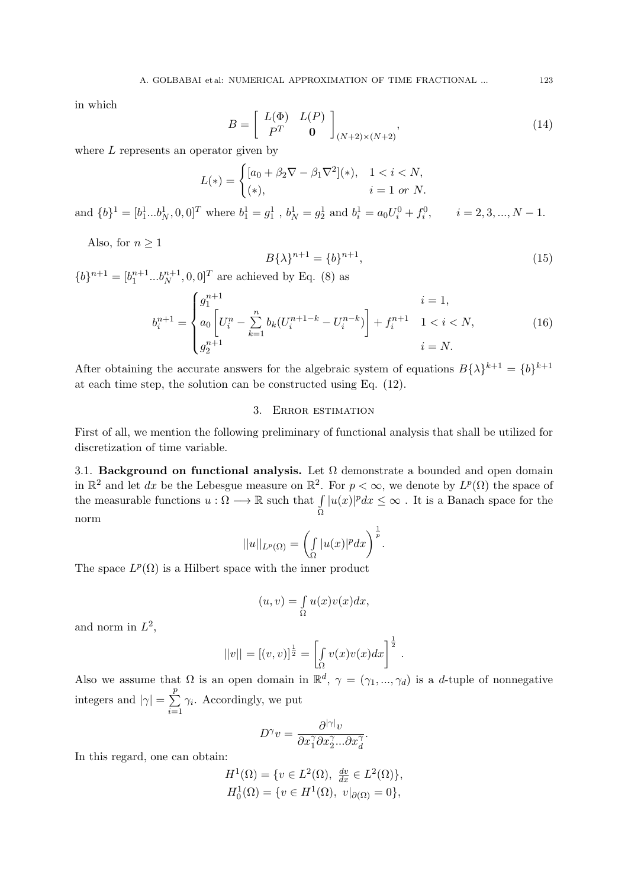in which

$$B = \left[ \begin{array}{cc} L(\Phi) & L(P) \\ P^T & \mathbf{0} \end{array} \right]_{(N+2)\times(N+2)}, \tag{14}$$

where $L$ represents an operator given by

$$L(*) = \begin{cases} [a_0 + \beta_2 \nabla - \beta_1 \nabla^2](*), & 1 < i < N, \\ (*), & i = 1 \text{ or } N. \end{cases}$$

and $\{b\}^1 = [b_1^1 ... b_N^1, 0, 0]^T$ where $b_1^1 = g_1^1$ , $b_N^1 = g_2^1$ and $b_i^1 = a_0 U_i^0 + f_i^0, \qquad i = 2, 3, ..., N-1.$

Also, for $n \geq 1$

$$B\{\lambda\}^{n+1} = \{b\}^{n+1}, \tag{15}$$

$\{b\}^{n+1} = [b_1^{n+1} ... b_N^{n+1}, 0, 0]^T$ are achieved by Eq. (8) as

$$b_i^{n+1} = \begin{cases} g_1^{n+1} & i = 1, \\ a_0 \left[ U_i^n - \sum\limits_{k=1}^{n} b_k (U_i^{n+1-k} - U_i^{n-k}) \right] + f_i^{n+1} & 1 < i < N, \\ g_2^{n+1} & i = N. \end{cases} \tag{16}$$

After obtaining the accurate answers for the algebraic system of equations $B\{\lambda\}^{k+1} = \{b\}^{k+1}$ at each time step, the solution can be constructed using Eq. (12).

## 3. Error estimation

First of all, we mention the following preliminary of functional analysis that shall be utilized for discretization of time variable.

**3.1. Background on functional analysis.** Let $\Omega$ demonstrate a bounded and open domain in $\mathbb{R}^2$ and let $dx$ be the Lebesgue measure on $\mathbb{R}^2$. For $p < \infty$, we denote by $L^p(\Omega)$ the space of the measurable functions $u : \Omega \longrightarrow \mathbb{R}$ such that $\int\limits_{\Omega} |u(x)|^p dx \leq \infty$ . It is a Banach space for the norm

$$||u||_{L^p(\Omega)} = \left( \int\limits_{\Omega} |u(x)|^p dx \right)^{\frac{1}{p}}.$$

The space $L^p(\Omega)$ is a Hilbert space with the inner product

$$(u, v) = \int\limits_{\Omega} u(x) v(x) dx,$$

and norm in $L^2$,

$$||v|| = [(v, v)]^{\frac{1}{2}} = \left[ \int\limits_{\Omega} v(x) v(x) dx \right]^{\frac{1}{2}}.$$

Also we assume that $\Omega$ is an open domain in $\mathbb{R}^d$, $\gamma = (\gamma_1, ..., \gamma_d)$ is a $d$-tuple of nonnegative integers and $|\gamma| = \sum\limits_{i=1}^{p} \gamma_i$. Accordingly, we put

$$D^{\gamma} v = \frac{\partial^{|\gamma|} v}{\partial x_1^{\gamma} \partial x_2^{\gamma} ... \partial x_d^{\gamma}}.$$

In this regard, one can obtain:

$$H^1(\Omega) = \{v \in L^2(\Omega), \ \tfrac{dv}{dx} \in L^2(\Omega)\},$$
$$H_0^1(\Omega) = \{v \in H^1(\Omega), \ v|_{\partial(\Omega)} = 0\},$$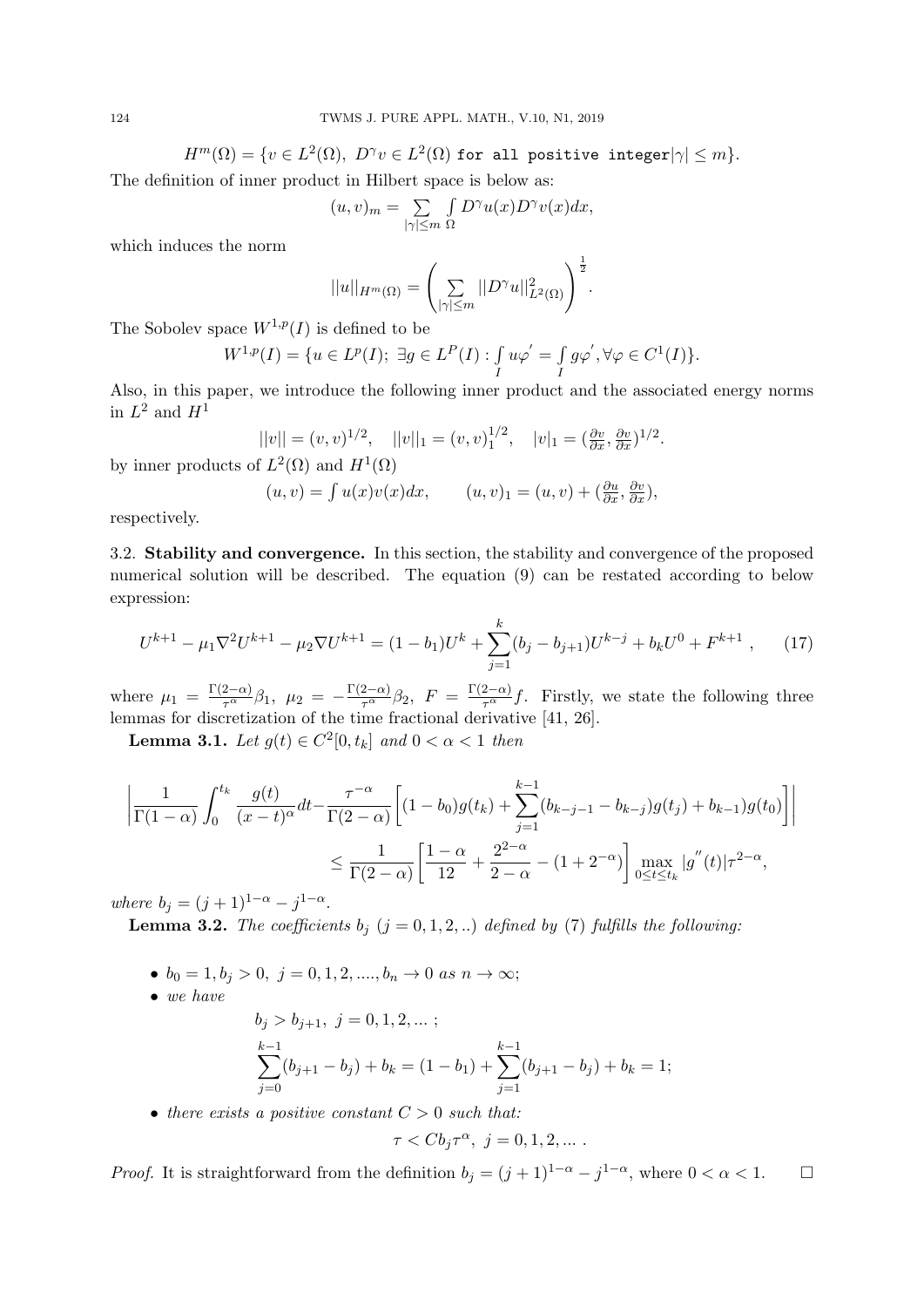$$H^m(\Omega) = \{v \in L^2(\Omega),\ D^\gamma v \in L^2(\Omega) \texttt{ for all positive integer} |\gamma| \leq m\}.$$

The definition of inner product in Hilbert space is below as:

$$(u, v)_m = \sum_{|\gamma| \leq m} \int_\Omega D^\gamma u(x) D^\gamma v(x) dx,$$

which induces the norm

$$||u||_{H^m(\Omega)} = \left( \sum_{|\gamma| \leq m} ||D^\gamma u||^2_{L^2(\Omega)} \right)^{\frac{1}{2}}.$$

The Sobolev space $W^{1,p}(I)$ is defined to be

$$W^{1,p}(I) = \{u \in L^p(I);\ \exists g \in L^P(I) : \int_I u\varphi' = \int_I g\varphi', \forall \varphi \in C^1(I)\}.$$

Also, in this paper, we introduce the following inner product and the associated energy norms in $L^2$ and $H^1$

$$||v|| = (v, v)^{1/2}, \quad ||v||_1 = (v, v)_1^{1/2}, \quad |v|_1 = (\tfrac{\partial v}{\partial x}, \tfrac{\partial v}{\partial x})^{1/2}.$$

by inner products of $L^2(\Omega)$ and $H^1(\Omega)$

$$(u, v) = \int u(x)v(x)dx, \qquad (u, v)_1 = (u, v) + (\tfrac{\partial u}{\partial x}, \tfrac{\partial v}{\partial x}),$$

respectively.

3.2. **Stability and convergence.** In this section, the stability and convergence of the proposed numerical solution will be described. The equation (9) can be restated according to below expression:

$$U^{k+1} - \mu_1 \nabla^2 U^{k+1} - \mu_2 \nabla U^{k+1} = (1 - b_1)U^k + \sum_{j=1}^{k} (b_j - b_{j+1})U^{k-j} + b_k U^0 + F^{k+1}\ , \qquad (17)$$

where $\mu_1 = \frac{\Gamma(2-\alpha)}{\tau^\alpha}\beta_1$, $\mu_2 = -\frac{\Gamma(2-\alpha)}{\tau^\alpha}\beta_2$, $F = \frac{\Gamma(2-\alpha)}{\tau^\alpha}f$. Firstly, we state the following three lemmas for discretization of the time fractional derivative [41, 26].

**Lemma 3.1.** *Let $g(t) \in C^2[0, t_k]$ and $0 < \alpha < 1$ then*

$$\left| \frac{1}{\Gamma(1-\alpha)} \int_0^{t_k} \frac{g(t)}{(x-t)^\alpha} dt - \frac{\tau^{-\alpha}}{\Gamma(2-\alpha)} \left[ (1 - b_0)g(t_k) + \sum_{j=1}^{k-1} (b_{k-j-1} - b_{k-j})g(t_j) + b_{k-1}) g(t_0) \right] \right|$$
$$\leq \frac{1}{\Gamma(2-\alpha)} \left[ \frac{1-\alpha}{12} + \frac{2^{2-\alpha}}{2-\alpha} - (1 + 2^{-\alpha}) \right] \max_{0 \leq t \leq t_k} |g''(t)| \tau^{2-\alpha},$$

*where $b_j = (j+1)^{1-\alpha} - j^{1-\alpha}$.*

**Lemma 3.2.** *The coefficients $b_j$ $(j = 0, 1, 2, ..)$ defined by (7) fulfills the following:*

- $b_0 = 1, b_j > 0,\ j = 0, 1, 2, ...., b_n \to 0$ *as* $n \to \infty$;
- *we have*

$$b_j > b_{j+1},\ j = 0, 1, 2, ... ;$$
$$\sum_{j=0}^{k-1} (b_{j+1} - b_j) + b_k = (1 - b_1) + \sum_{j=1}^{k-1} (b_{j+1} - b_j) + b_k = 1;$$

- *there exists a positive constant $C > 0$ such that:*

$$\tau < C b_j \tau^\alpha,\ j = 0, 1, 2, ... .$$

*Proof.* It is straightforward from the definition $b_j = (j+1)^{1-\alpha} - j^{1-\alpha}$, where $0 < \alpha < 1$. $\square$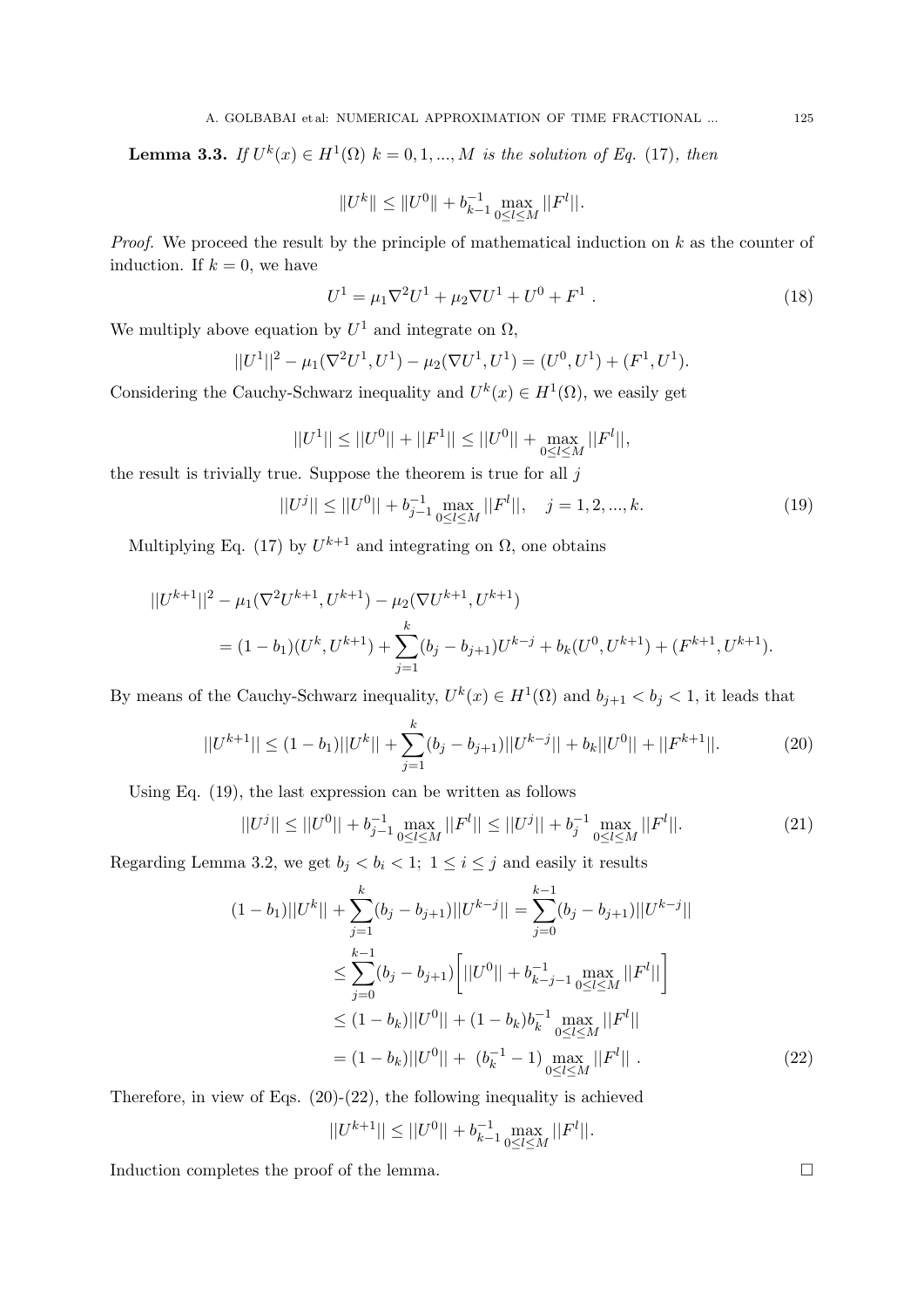**Lemma 3.3.** *If $U^k(x) \in H^1(\Omega)$ $k = 0, 1, ..., M$ is the solution of Eq.* (17)*, then*

$$\|U^k\| \leq \|U^0\| + b_{k-1}^{-1} \max_{0 \leq l \leq M} ||F^l||.$$

*Proof.* We proceed the result by the principle of mathematical induction on $k$ as the counter of induction. If $k = 0$, we have

$$U^1 = \mu_1 \nabla^2 U^1 + \mu_2 \nabla U^1 + U^0 + F^1 \ . \tag{18}$$

We multiply above equation by $U^1$ and integrate on $\Omega$,

$$||U^1||^2 - \mu_1(\nabla^2 U^1, U^1) - \mu_2(\nabla U^1, U^1) = (U^0, U^1) + (F^1, U^1).$$

Considering the Cauchy-Schwarz inequality and $U^k(x) \in H^1(\Omega)$, we easily get

$$||U^1|| \leq ||U^0|| + ||F^1|| \leq ||U^0|| + \max_{0 \leq l \leq M} ||F^l||,$$

the result is trivially true. Suppose the theorem is true for all $j$

$$||U^j|| \leq ||U^0|| + b_{j-1}^{-1} \max_{0 \leq l \leq M} ||F^l||, \quad j = 1, 2, ..., k. \tag{19}$$

Multiplying Eq. (17) by $U^{k+1}$ and integrating on $\Omega$, one obtains

$$\begin{aligned}
&||U^{k+1}||^2 - \mu_1(\nabla^2 U^{k+1}, U^{k+1}) - \mu_2(\nabla U^{k+1}, U^{k+1}) \\
&\quad = (1 - b_1)(U^k, U^{k+1}) + \sum_{j=1}^{k} (b_j - b_{j+1}) U^{k-j} + b_k(U^0, U^{k+1}) + (F^{k+1}, U^{k+1}).
\end{aligned}$$

By means of the Cauchy-Schwarz inequality, $U^k(x) \in H^1(\Omega)$ and $b_{j+1} < b_j < 1$, it leads that

$$||U^{k+1}|| \leq (1 - b_1)||U^k|| + \sum_{j=1}^{k} (b_j - b_{j+1})||U^{k-j}|| + b_k||U^0|| + ||F^{k+1}||. \tag{20}$$

Using Eq. (19), the last expression can be written as follows

$$||U^j|| \leq ||U^0|| + b_{j-1}^{-1} \max_{0 \leq l \leq M} ||F^l|| \leq ||U^j|| + b_j^{-1} \max_{0 \leq l \leq M} ||F^l||. \tag{21}$$

Regarding Lemma 3.2, we get $b_j < b_i < 1;\ 1 \leq i \leq j$ and easily it results

$$\begin{aligned}
(1 - b_1)||U^k|| + \sum_{j=1}^{k} (b_j - b_{j+1})||U^{k-j}|| &= \sum_{j=0}^{k-1} (b_j - b_{j+1})||U^{k-j}|| \\
&\leq \sum_{j=0}^{k-1} (b_j - b_{j+1}) \bigg[ ||U^0|| + b_{k-j-1}^{-1} \max_{0 \leq l \leq M} ||F^l|| \bigg] \\
&\leq (1 - b_k)||U^0|| + (1 - b_k) b_k^{-1} \max_{0 \leq l \leq M} ||F^l|| \\
&= (1 - b_k)||U^0|| + \ (b_k^{-1} - 1) \max_{0 \leq l \leq M} ||F^l|| \ .
\end{aligned} \tag{22}$$

Therefore, in view of Eqs. (20)-(22), the following inequality is achieved

$$||U^{k+1}|| \leq ||U^0|| + b_{k-1}^{-1} \max_{0 \leq l \leq M} ||F^l||.$$

Induction completes the proof of the lemma. $\square$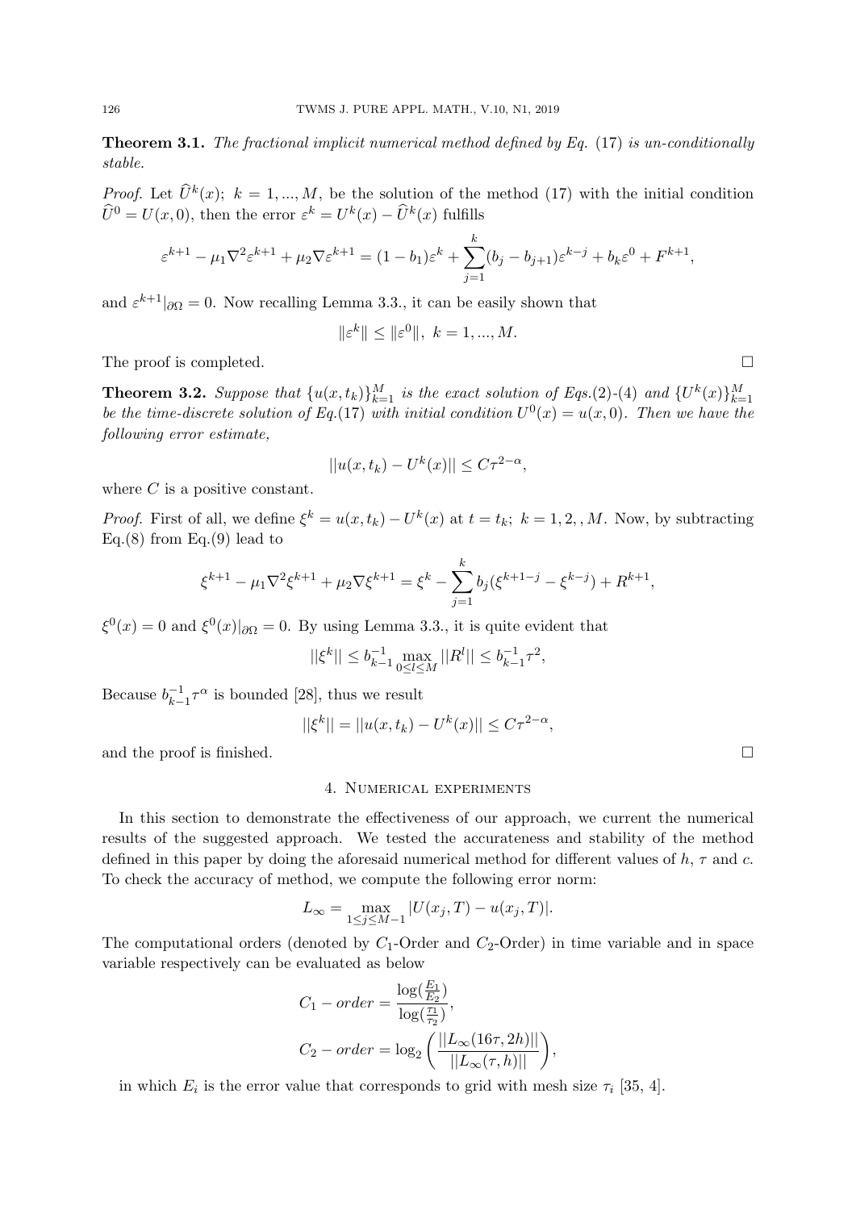**Theorem 3.1.** *The fractional implicit numerical method defined by Eq.* (17) *is un-conditionally stable.*

*Proof.* Let $\widehat{U}^k(x);\ k = 1, ..., M$, be the solution of the method (17) with the initial condition $\widehat{U}^0 = U(x, 0)$, then the error $\varepsilon^k = U^k(x) - \widehat{U}^k(x)$ fulfills

$$\varepsilon^{k+1} - \mu_1 \nabla^2 \varepsilon^{k+1} + \mu_2 \nabla \varepsilon^{k+1} = (1 - b_1)\varepsilon^k + \sum_{j=1}^{k} (b_j - b_{j+1})\varepsilon^{k-j} + b_k \varepsilon^0 + F^{k+1},$$

and $\varepsilon^{k+1}|_{\partial\Omega} = 0$. Now recalling Lemma 3.3., it can be easily shown that

$$\|\varepsilon^k\| \leq \|\varepsilon^0\|,\ k = 1, ..., M.$$

The proof is completed. □

**Theorem 3.2.** *Suppose that* $\{u(x, t_k)\}_{k=1}^M$ *is the exact solution of Eqs.*(2)-(4) *and* $\{U^k(x)\}_{k=1}^M$ *be the time-discrete solution of Eq.*(17) *with initial condition* $U^0(x) = u(x, 0)$*. Then we have the following error estimate,*

$$||u(x, t_k) - U^k(x)|| \leq C\tau^{2-\alpha},$$

where $C$ is a positive constant.

*Proof.* First of all, we define $\xi^k = u(x, t_k) - U^k(x)$ at $t = t_k;\ k = 1, 2, , M$. Now, by subtracting Eq.(8) from Eq.(9) lead to

$$\xi^{k+1} - \mu_1 \nabla^2 \xi^{k+1} + \mu_2 \nabla \xi^{k+1} = \xi^k - \sum_{j=1}^{k} b_j (\xi^{k+1-j} - \xi^{k-j}) + R^{k+1},$$

$\xi^0(x) = 0$ and $\xi^0(x)|_{\partial\Omega} = 0$. By using Lemma 3.3., it is quite evident that

$$||\xi^k|| \leq b_{k-1}^{-1} \max_{0 \leq l \leq M} ||R^l|| \leq b_{k-1}^{-1} \tau^2,$$

Because $b_{k-1}^{-1}\tau^\alpha$ is bounded [28], thus we result

$$||\xi^k|| = ||u(x, t_k) - U^k(x)|| \leq C\tau^{2-\alpha},$$

and the proof is finished. □

## 4. Numerical experiments

In this section to demonstrate the effectiveness of our approach, we current the numerical results of the suggested approach. We tested the accurateness and stability of the method defined in this paper by doing the aforesaid numerical method for different values of $h$, $\tau$ and $c$. To check the accuracy of method, we compute the following error norm:

$$L_\infty = \max_{1 \leq j \leq M-1} |U(x_j, T) - u(x_j, T)|.$$

The computational orders (denoted by $C_1$-Order and $C_2$-Order) in time variable and in space variable respectively can be evaluated as below

$$C_1 - order = \frac{\log(\frac{E_1}{E_2})}{\log(\frac{\tau_1}{\tau_2})},$$

$$C_2 - order = \log_2 \left( \frac{||L_\infty(16\tau, 2h)||}{||L_\infty(\tau, h)||} \right),$$

in which $E_i$ is the error value that corresponds to grid with mesh size $\tau_i$ [35, 4].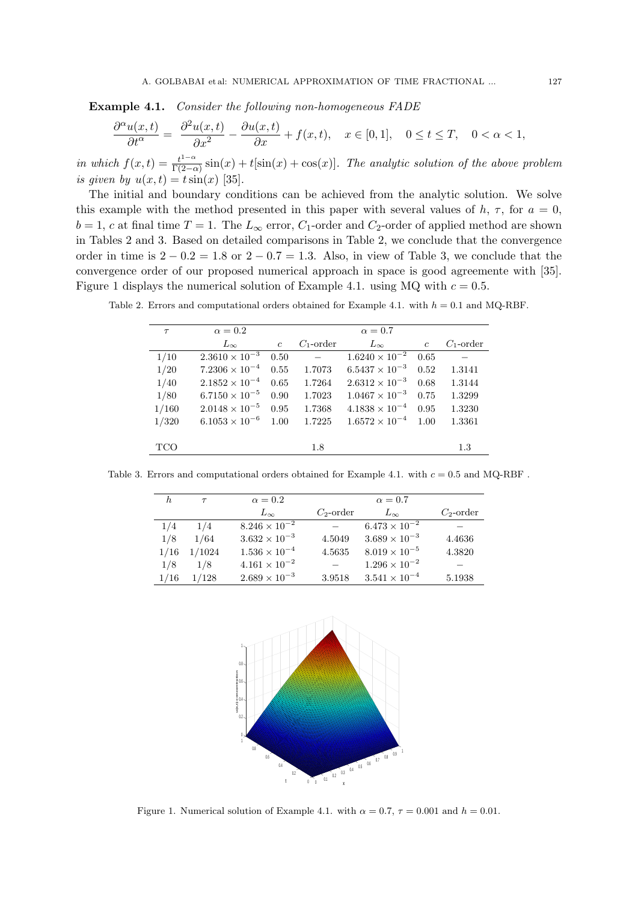**Example 4.1.** *Consider the following non-homogeneous FADE*

$$\frac{\partial^\alpha u(x,t)}{\partial t^\alpha} = \frac{\partial^2 u(x,t)}{\partial x^2} - \frac{\partial u(x,t)}{\partial x} + f(x,t), \quad x \in [0,1], \quad 0 \le t \le T, \quad 0 < \alpha < 1,$$

*in which* $f(x,t) = \frac{t^{1-\alpha}}{\Gamma(2-\alpha)} \sin(x) + t[\sin(x) + \cos(x)]$. *The analytic solution of the above problem is given by* $u(x,t) = t\sin(x)$ [35].

The initial and boundary conditions can be achieved from the analytic solution. We solve this example with the method presented in this paper with several values of $h$, $\tau$, for $a = 0$, $b = 1$, $c$ at final time $T = 1$. The $L_\infty$ error, $C_1$-order and $C_2$-order of applied method are shown in Tables 2 and 3. Based on detailed comparisons in Table 2, we conclude that the convergence order in time is $2 - 0.2 = 1.8$ or $2 - 0.7 = 1.3$. Also, in view of Table 3, we conclude that the convergence order of our proposed numerical approach in space is good agreemente with [35]. Figure 1 displays the numerical solution of Example 4.1. using MQ with $c = 0.5$.

Table 2. Errors and computational orders obtained for Example 4.1. with $h = 0.1$ and MQ-RBF.

| $\tau$ | $\alpha = 0.2$ | | | $\alpha = 0.7$ | | |
|---|---|---|---|---|---|---|
| | $L_\infty$ | $c$ | $C_1$-order | $L_\infty$ | $c$ | $C_1$-order |
| 1/10 | $2.3610 \times 10^{-3}$ | 0.50 | $-$ | $1.6240 \times 10^{-2}$ | 0.65 | $-$ |
| 1/20 | $7.2306 \times 10^{-4}$ | 0.55 | 1.7073 | $6.5437 \times 10^{-3}$ | 0.52 | 1.3141 |
| 1/40 | $2.1852 \times 10^{-4}$ | 0.65 | 1.7264 | $2.6312 \times 10^{-3}$ | 0.68 | 1.3144 |
| 1/80 | $6.7150 \times 10^{-5}$ | 0.90 | 1.7023 | $1.0467 \times 10^{-3}$ | 0.75 | 1.3299 |
| 1/160 | $2.0148 \times 10^{-5}$ | 0.95 | 1.7368 | $4.1838 \times 10^{-4}$ | 0.95 | 1.3230 |
| 1/320 | $6.1053 \times 10^{-6}$ | 1.00 | 1.7225 | $1.6572 \times 10^{-4}$ | 1.00 | 1.3361 |
| TCO | | | 1.8 | | | 1.3 |

Table 3. Errors and computational orders obtained for Example 4.1. with $c = 0.5$ and MQ-RBF .

| $h$ | $\tau$ | $\alpha = 0.2$ | | $\alpha = 0.7$ | |
|---|---|---|---|---|---|
| | | $L_\infty$ | $C_2$-order | $L_\infty$ | $C_2$-order |
| 1/4 | 1/4 | $8.246 \times 10^{-2}$ | $-$ | $6.473 \times 10^{-2}$ | $-$ |
| 1/8 | 1/64 | $3.632 \times 10^{-3}$ | 4.5049 | $3.689 \times 10^{-3}$ | 4.4636 |
| 1/16 | 1/1024 | $1.536 \times 10^{-4}$ | 4.5635 | $8.019 \times 10^{-5}$ | 4.3820 |
| 1/8 | 1/8 | $4.161 \times 10^{-2}$ | $-$ | $1.296 \times 10^{-2}$ | $-$ |
| 1/16 | 1/128 | $2.689 \times 10^{-3}$ | 3.9518 | $3.541 \times 10^{-4}$ | 5.1938 |

Figure 1. Numerical solution of Example 4.1. with $\alpha = 0.7$, $\tau = 0.001$ and $h = 0.01$.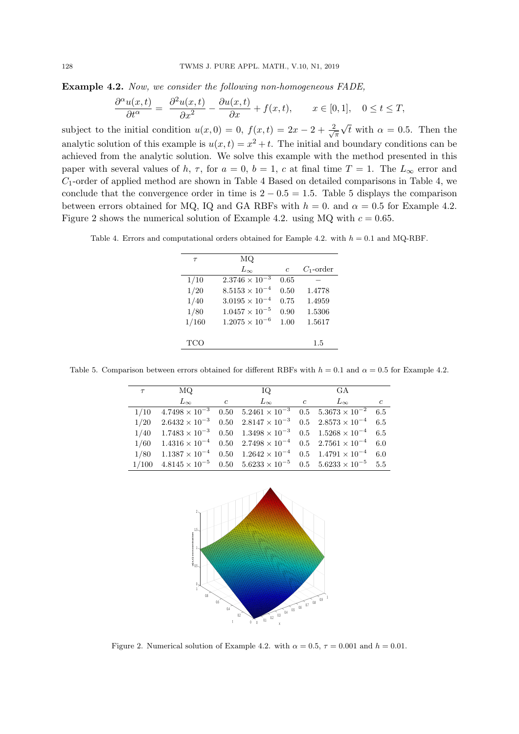**Example 4.2.** *Now, we consider the following non-homogeneous FADE,*

$$\frac{\partial^\alpha u(x,t)}{\partial t^\alpha} = \frac{\partial^2 u(x,t)}{\partial x^2} - \frac{\partial u(x,t)}{\partial x} + f(x,t), \qquad x \in [0,1], \quad 0 \le t \le T,$$

subject to the initial condition $u(x,0) = 0$, $f(x,t) = 2x - 2 + \frac{2}{\sqrt{\pi}}\sqrt{t}$ with $\alpha = 0.5$. Then the analytic solution of this example is $u(x,t) = x^2 + t$. The initial and boundary conditions can be achieved from the analytic solution. We solve this example with the method presented in this paper with several values of $h$, $\tau$, for $a = 0$, $b = 1$, $c$ at final time $T = 1$. The $L_\infty$ error and $C_1$-order of applied method are shown in Table 4 Based on detailed comparisons in Table 4, we conclude that the convergence order in time is $2 - 0.5 = 1.5$. Table 5 displays the comparison between errors obtained for MQ, IQ and GA RBFs with $h = 0.$ and $\alpha = 0.5$ for Example 4.2. Figure 2 shows the numerical solution of Example 4.2. using MQ with $c = 0.65$.

Table 4. Errors and computational orders obtained for Eample 4.2. with $h = 0.1$ and MQ-RBF.

| $\tau$ | MQ | | |
|---|---|---|---|
| | $L_\infty$ | $c$ | $C_1$-order |
| 1/10 | $2.3746 \times 10^{-3}$ | 0.65 | − |
| 1/20 | $8.5153 \times 10^{-4}$ | 0.50 | 1.4778 |
| 1/40 | $3.0195 \times 10^{-4}$ | 0.75 | 1.4959 |
| 1/80 | $1.0457 \times 10^{-5}$ | 0.90 | 1.5306 |
| 1/160 | $1.2075 \times 10^{-6}$ | 1.00 | 1.5617 |
| TCO | | | 1.5 |

Table 5. Comparison between errors obtained for different RBFs with $h = 0.1$ and $\alpha = 0.5$ for Example 4.2.

| $\tau$ | MQ | | IQ | | GA | |
|---|---|---|---|---|---|---|
| | $L_\infty$ | $c$ | $L_\infty$ | $c$ | $L_\infty$ | $c$ |
| 1/10 | $4.7498 \times 10^{-3}$ | 0.50 | $5.2461 \times 10^{-3}$ | 0.5 | $5.3673 \times 10^{-2}$ | 6.5 |
| 1/20 | $2.6432 \times 10^{-3}$ | 0.50 | $2.8147 \times 10^{-3}$ | 0.5 | $2.8573 \times 10^{-4}$ | 6.5 |
| 1/40 | $1.7483 \times 10^{-3}$ | 0.50 | $1.3498 \times 10^{-3}$ | 0.5 | $1.5268 \times 10^{-4}$ | 6.5 |
| 1/60 | $1.4316 \times 10^{-4}$ | 0.50 | $2.7498 \times 10^{-4}$ | 0.5 | $2.7561 \times 10^{-4}$ | 6.0 |
| 1/80 | $1.1387 \times 10^{-4}$ | 0.50 | $1.2642 \times 10^{-4}$ | 0.5 | $1.4791 \times 10^{-4}$ | 6.0 |
| 1/100 | $4.8145 \times 10^{-5}$ | 0.50 | $5.6233 \times 10^{-5}$ | 0.5 | $5.6233 \times 10^{-5}$ | 5.5 |

Figure 2. Numerical solution of Example 4.2. with $\alpha = 0.5$, $\tau = 0.001$ and $h = 0.01$.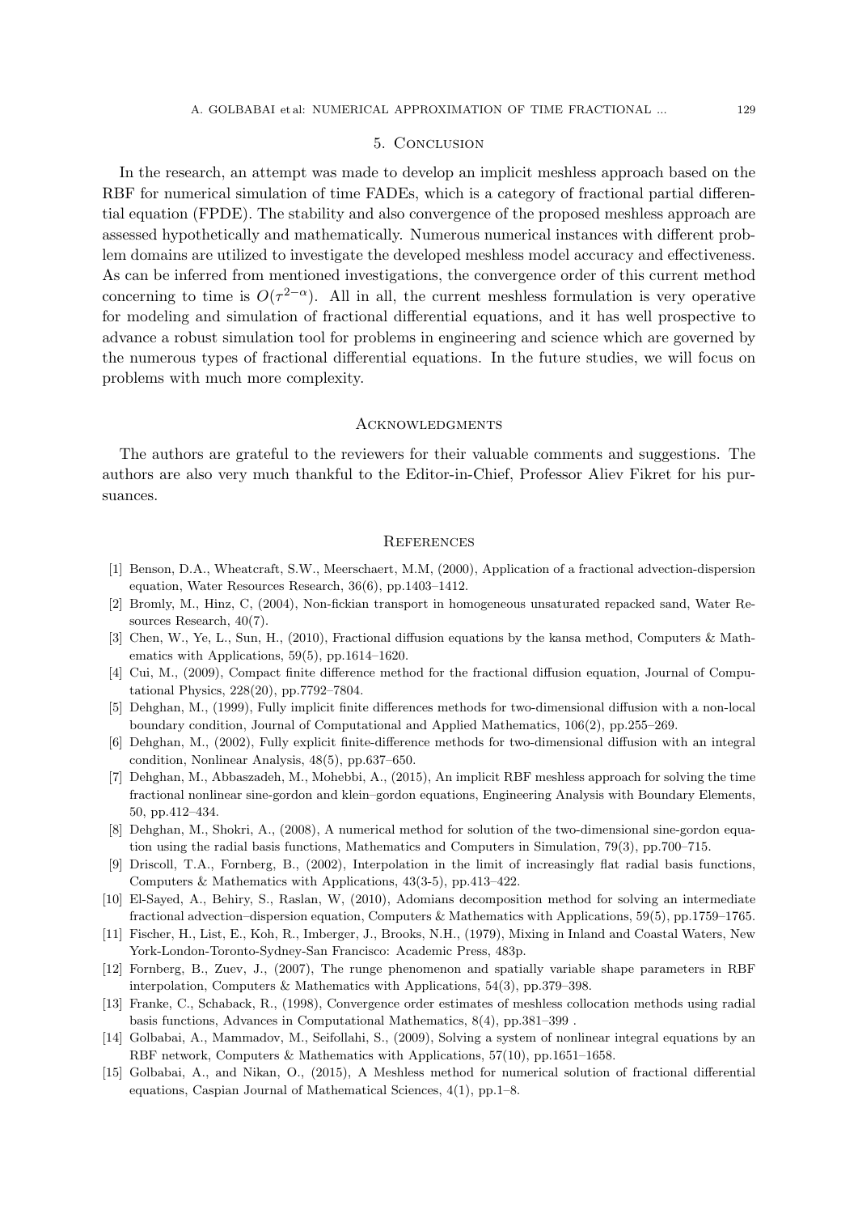## 5. Conclusion

In the research, an attempt was made to develop an implicit meshless approach based on the RBF for numerical simulation of time FADEs, which is a category of fractional partial differential equation (FPDE). The stability and also convergence of the proposed meshless approach are assessed hypothetically and mathematically. Numerous numerical instances with different problem domains are utilized to investigate the developed meshless model accuracy and effectiveness. As can be inferred from mentioned investigations, the convergence order of this current method concerning to time is $O(\tau^{2-\alpha})$. All in all, the current meshless formulation is very operative for modeling and simulation of fractional differential equations, and it has well prospective to advance a robust simulation tool for problems in engineering and science which are governed by the numerous types of fractional differential equations. In the future studies, we will focus on problems with much more complexity.

## Acknowledgments

The authors are grateful to the reviewers for their valuable comments and suggestions. The authors are also very much thankful to the Editor-in-Chief, Professor Aliev Fikret for his pursuances.

## References

[1] Benson, D.A., Wheatcraft, S.W., Meerschaert, M.M, (2000), Application of a fractional advection-dispersion equation, Water Resources Research, 36(6), pp.1403–1412.

[2] Bromly, M., Hinz, C, (2004), Non-fickian transport in homogeneous unsaturated repacked sand, Water Resources Research, 40(7).

[3] Chen, W., Ye, L., Sun, H., (2010), Fractional diffusion equations by the kansa method, Computers & Mathematics with Applications, 59(5), pp.1614–1620.

[4] Cui, M., (2009), Compact finite difference method for the fractional diffusion equation, Journal of Computational Physics, 228(20), pp.7792–7804.

[5] Dehghan, M., (1999), Fully implicit finite differences methods for two-dimensional diffusion with a non-local boundary condition, Journal of Computational and Applied Mathematics, 106(2), pp.255–269.

[6] Dehghan, M., (2002), Fully explicit finite-difference methods for two-dimensional diffusion with an integral condition, Nonlinear Analysis, 48(5), pp.637–650.

[7] Dehghan, M., Abbaszadeh, M., Mohebbi, A., (2015), An implicit RBF meshless approach for solving the time fractional nonlinear sine-gordon and klein–gordon equations, Engineering Analysis with Boundary Elements, 50, pp.412–434.

[8] Dehghan, M., Shokri, A., (2008), A numerical method for solution of the two-dimensional sine-gordon equation using the radial basis functions, Mathematics and Computers in Simulation, 79(3), pp.700–715.

[9] Driscoll, T.A., Fornberg, B., (2002), Interpolation in the limit of increasingly flat radial basis functions, Computers & Mathematics with Applications, 43(3-5), pp.413–422.

[10] El-Sayed, A., Behiry, S., Raslan, W, (2010), Adomians decomposition method for solving an intermediate fractional advection–dispersion equation, Computers & Mathematics with Applications, 59(5), pp.1759–1765.

[11] Fischer, H., List, E., Koh, R., Imberger, J., Brooks, N.H., (1979), Mixing in Inland and Coastal Waters, New York-London-Toronto-Sydney-San Francisco: Academic Press, 483p.

[12] Fornberg, B., Zuev, J., (2007), The runge phenomenon and spatially variable shape parameters in RBF interpolation, Computers & Mathematics with Applications, 54(3), pp.379–398.

[13] Franke, C., Schaback, R., (1998), Convergence order estimates of meshless collocation methods using radial basis functions, Advances in Computational Mathematics, 8(4), pp.381–399 .

[14] Golbabai, A., Mammadov, M., Seifollahi, S., (2009), Solving a system of nonlinear integral equations by an RBF network, Computers & Mathematics with Applications, 57(10), pp.1651–1658.

[15] Golbabai, A., and Nikan, O., (2015), A Meshless method for numerical solution of fractional differential equations, Caspian Journal of Mathematical Sciences, 4(1), pp.1–8.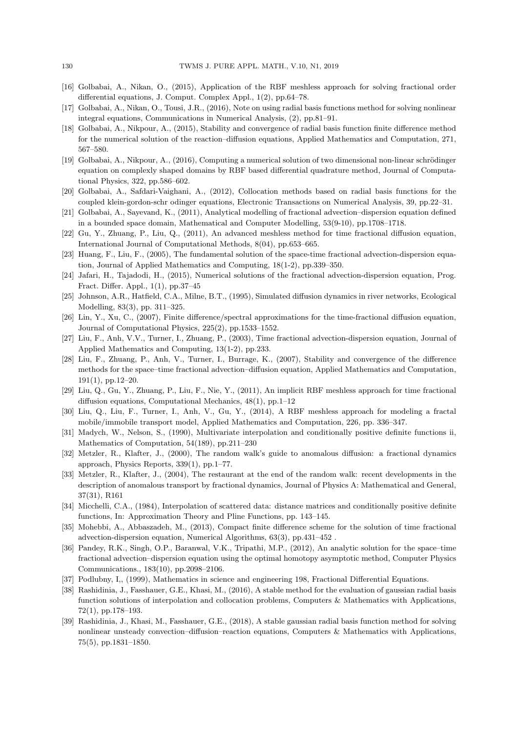[16] Golbabai, A., Nikan, O., (2015), Application of the RBF meshless approach for solving fractional order differential equations, J. Comput. Complex Appl., 1(2), pp.64–78.

[17] Golbabai, A., Nikan, O., Tousi, J.R., (2016), Note on using radial basis functions method for solving nonlinear integral equations, Communications in Numerical Analysis, (2), pp.81–91.

[18] Golbabai, A., Nikpour, A., (2015), Stability and convergence of radial basis function finite difference method for the numerical solution of the reaction–diffusion equations, Applied Mathematics and Computation, 271, 567–580.

[19] Golbabai, A., Nikpour, A., (2016), Computing a numerical solution of two dimensional non-linear schrödinger equation on complexly shaped domains by RBF based differential quadrature method, Journal of Computational Physics, 322, pp.586–602.

[20] Golbabai, A., Safdari-Vaighani, A., (2012), Collocation methods based on radial basis functions for the coupled klein-gordon-schr odinger equations, Electronic Transactions on Numerical Analysis, 39, pp.22–31.

[21] Golbabai, A., Sayevand, K., (2011), Analytical modelling of fractional advection–dispersion equation defined in a bounded space domain, Mathematical and Computer Modelling, 53(9-10), pp.1708–1718.

[22] Gu, Y., Zhuang, P., Liu, Q., (2011), An advanced meshless method for time fractional diffusion equation, International Journal of Computational Methods, 8(04), pp.653–665.

[23] Huang, F., Liu, F., (2005), The fundamental solution of the space-time fractional advection-dispersion equation, Journal of Applied Mathematics and Computing, 18(1-2), pp.339–350.

[24] Jafari, H., Tajadodi, H., (2015), Numerical solutions of the fractional advection-dispersion equation, Prog. Fract. Differ. Appl., 1(1), pp.37–45

[25] Johnson, A.R., Hatfield, C.A., Milne, B.T., (1995), Simulated diffusion dynamics in river networks, Ecological Modelling, 83(3), pp. 311–325.

[26] Lin, Y., Xu, C., (2007), Finite difference/spectral approximations for the time-fractional diffusion equation, Journal of Computational Physics, 225(2), pp.1533–1552.

[27] Liu, F., Anh, V.V., Turner, I., Zhuang, P., (2003), Time fractional advection-dispersion equation, Journal of Applied Mathematics and Computing, 13(1-2), pp.233.

[28] Liu, F., Zhuang, P., Anh, V., Turner, I., Burrage, K., (2007), Stability and convergence of the difference methods for the space–time fractional advection–diffusion equation, Applied Mathematics and Computation, 191(1), pp.12–20.

[29] Liu, Q., Gu, Y., Zhuang, P., Liu, F., Nie, Y., (2011), An implicit RBF meshless approach for time fractional diffusion equations, Computational Mechanics, 48(1), pp.1–12

[30] Liu, Q., Liu, F., Turner, I., Anh, V., Gu, Y., (2014), A RBF meshless approach for modeling a fractal mobile/immobile transport model, Applied Mathematics and Computation, 226, pp. 336–347.

[31] Madych, W., Nelson, S., (1990), Multivariate interpolation and conditionally positive definite functions ii, Mathematics of Computation, 54(189), pp.211–230

[32] Metzler, R., Klafter, J., (2000), The random walk's guide to anomalous diffusion: a fractional dynamics approach, Physics Reports, 339(1), pp.1–77.

[33] Metzler, R., Klafter, J., (2004), The restaurant at the end of the random walk: recent developments in the description of anomalous transport by fractional dynamics, Journal of Physics A: Mathematical and General, 37(31), R161

[34] Micchelli, C.A., (1984), Interpolation of scattered data: distance matrices and conditionally positive definite functions, In: Approximation Theory and Pline Functions, pp. 143–145.

[35] Mohebbi, A., Abbaszadeh, M., (2013), Compact finite difference scheme for the solution of time fractional advection-dispersion equation, Numerical Algorithms, 63(3), pp.431–452 .

[36] Pandey, R.K., Singh, O.P., Baranwal, V.K., Tripathi, M.P., (2012), An analytic solution for the space–time fractional advection–dispersion equation using the optimal homotopy asymptotic method, Computer Physics Communications., 183(10), pp.2098–2106.

[37] Podlubny, I,, (1999), Mathematics in science and engineering 198, Fractional Differential Equations.

[38] Rashidinia, J., Fasshauer, G.E., Khasi, M., (2016), A stable method for the evaluation of gaussian radial basis function solutions of interpolation and collocation problems, Computers & Mathematics with Applications, 72(1), pp.178–193.

[39] Rashidinia, J., Khasi, M., Fasshauer, G.E., (2018), A stable gaussian radial basis function method for solving nonlinear unsteady convection–diffusion–reaction equations, Computers & Mathematics with Applications, 75(5), pp.1831–1850.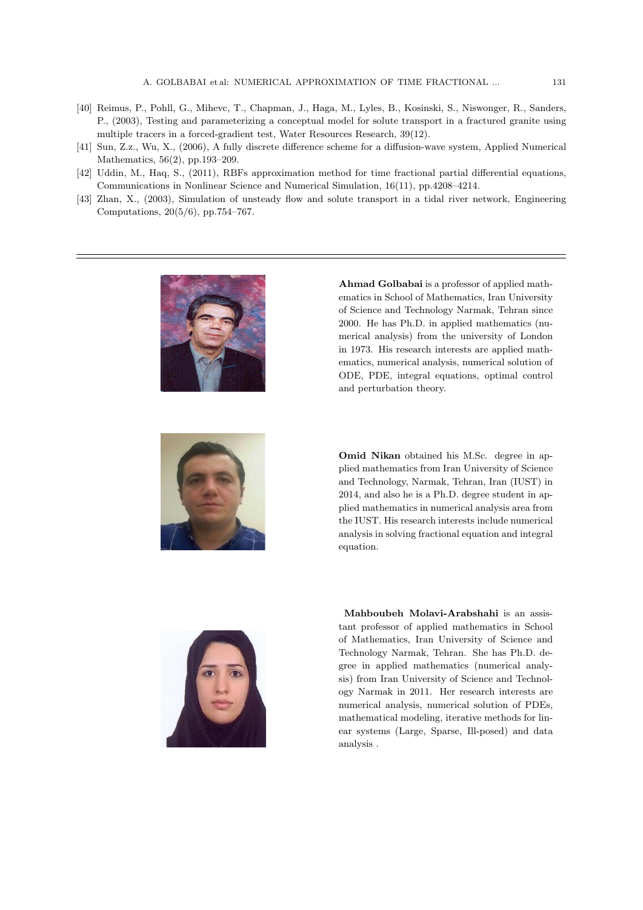[40] Reimus, P., Pohll, G., Mihevc, T., Chapman, J., Haga, M., Lyles, B., Kosinski, S., Niswonger, R., Sanders, P., (2003), Testing and parameterizing a conceptual model for solute transport in a fractured granite using multiple tracers in a forced-gradient test, Water Resources Research, 39(12).

[41] Sun, Z.z., Wu, X., (2006), A fully discrete difference scheme for a diffusion-wave system, Applied Numerical Mathematics, 56(2), pp.193–209.

[42] Uddin, M., Haq, S., (2011), RBFs approximation method for time fractional partial differential equations, Communications in Nonlinear Science and Numerical Simulation, 16(11), pp.4208–4214.

[43] Zhan, X., (2003), Simulation of unsteady flow and solute transport in a tidal river network, Engineering Computations, 20(5/6), pp.754–767.

---

**Ahmad Golbabai** is a professor of applied mathematics in School of Mathematics, Iran University of Science and Technology Narmak, Tehran since 2000. He has Ph.D. in applied mathematics (numerical analysis) from the university of London in 1973. His research interests are applied mathematics, numerical analysis, numerical solution of ODE, PDE, integral equations, optimal control and perturbation theory.

**Omid Nikan** obtained his M.Sc. degree in applied mathematics from Iran University of Science and Technology, Narmak, Tehran, Iran (IUST) in 2014, and also he is a Ph.D. degree student in applied mathematics in numerical analysis area from the IUST. His research interests include numerical analysis in solving fractional equation and integral equation.

**Mahboubeh Molavi-Arabshahi** is an assistant professor of applied mathematics in School of Mathematics, Iran University of Science and Technology Narmak, Tehran. She has Ph.D. degree in applied mathematics (numerical analysis) from Iran University of Science and Technology Narmak in 2011. Her research interests are numerical analysis, numerical solution of PDEs, mathematical modeling, iterative methods for linear systems (Large, Sparse, Ill-posed) and data analysis .